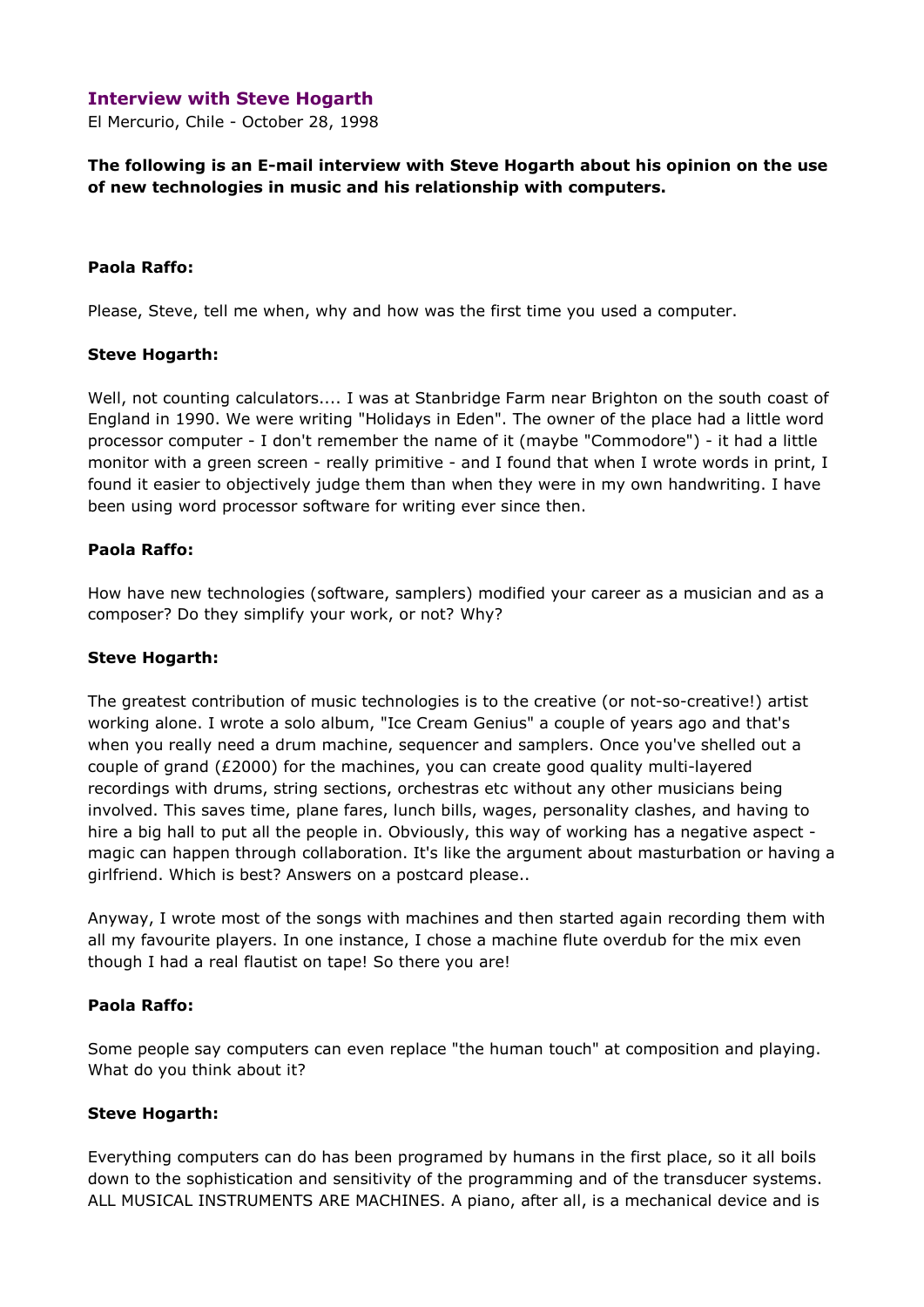# Interview with Steve Hogarth

El Mercurio, Chile - October 28, 1998

**The following is an E-mail interview with Steve Hogarth about his opinion on the use of new technologies in music and his relationship with computers.**

**Paola Raffo:**

Please, Steve, tell me when, why and how was the first time you used a computer.

**Steve Hogarth:**

Well, not counting calculators.... I was at Stanbridge Farm near Brighton on the south coast of England in 1990. We were writing "Holidays in Eden". The owner of the place had a little word processor computer - I don't remember the name of it (maybe "Commodore") - it had a little monitor with a green screen - really primitive - and I found that when I wrote words in print, I found it easier to objectively judge them than when they were in my own handwriting. I have been using word processor software for writing ever since then.

**Paola Raffo:**

How have new technologies (software, samplers) modified your career as a musician and as a composer? Do they simplify your work, or not? Why?

**Steve Hogarth:**

The greatest contribution of music technologies is to the creative (or not-so-creative!) artist working alone. I wrote a solo album, "Ice Cream Genius" a couple of years ago and that's when you really need a drum machine, sequencer and samplers. Once you've shelled out a couple of grand (£2000) for the machines, you can create good quality multi-layered recordings with drums, string sections, orchestras etc without any other musicians being involved. This saves time, plane fares, lunch bills, wages, personality clashes, and having to hire a big hall to put all the people in. Obviously, this way of working has a negative aspect - magic can happen through collaboration. It's like the argument about masturbation or having a girlfriend. Which is best? Answers on a postcard please..

Anyway, I wrote most of the songs with machines and then started again recording them with all my favourite players. In one instance, I chose a machine flute overdub for the mix even though I had a real flautist on tape! So there you are!

**Paola Raffo:**

Some people say computers can even replace "the human touch" at composition and playing. What do you think about it?

**Steve Hogarth:**

Everything computers can do has been programed by humans in the first place, so it all boils down to the sophistication and sensitivity of the programming and of the transducer systems. ALL MUSICAL INSTRUMENTS ARE MACHINES. A piano, after all, is a mechanical device and is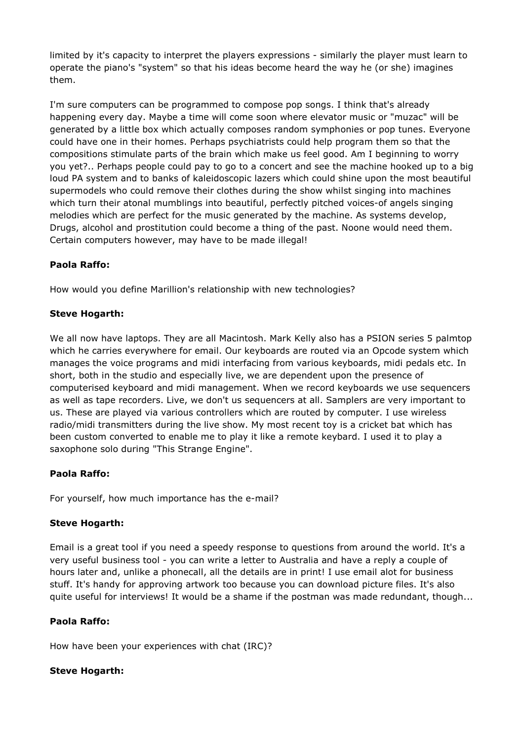limited by it's capacity to interpret the players expressions - similarly the player must learn to operate the piano's "system" so that his ideas become heard the way he (or she) imagines them.

I'm sure computers can be programmed to compose pop songs. I think that's already happening every day. Maybe a time will come soon where elevator music or "muzac" will be generated by a little box which actually composes random symphonies or pop tunes. Everyone could have one in their homes. Perhaps psychiatrists could help program them so that the compositions stimulate parts of the brain which make us feel good. Am I beginning to worry you yet?.. Perhaps people could pay to go to a concert and see the machine hooked up to a big loud PA system and to banks of kaleidoscopic lazers which could shine upon the most beautiful supermodels who could remove their clothes during the show whilst singing into machines which turn their atonal mumblings into beautiful, perfectly pitched voices-of angels singing melodies which are perfect for the music generated by the machine. As systems develop, Drugs, alcohol and prostitution could become a thing of the past. Noone would need them. Certain computers however, may have to be made illegal!

**Paola Raffo:**

How would you define Marillion's relationship with new technologies?

**Steve Hogarth:**

We all now have laptops. They are all Macintosh. Mark Kelly also has a PSION series 5 palmtop which he carries everywhere for email. Our keyboards are routed via an Opcode system which manages the voice programs and midi interfacing from various keyboards, midi pedals etc. In short, both in the studio and especially live, we are dependent upon the presence of computerised keyboard and midi management. When we record keyboards we use sequencers as well as tape recorders. Live, we don't us sequencers at all. Samplers are very important to us. These are played via various controllers which are routed by computer. I use wireless radio/midi transmitters during the live show. My most recent toy is a cricket bat which has been custom converted to enable me to play it like a remote keybard. I used it to play a saxophone solo during "This Strange Engine".

**Paola Raffo:**

For yourself, how much importance has the e-mail?

**Steve Hogarth:**

Email is a great tool if you need a speedy response to questions from around the world. It's a very useful business tool - you can write a letter to Australia and have a reply a couple of hours later and, unlike a phonecall, all the details are in print! I use email alot for business stuff. It's handy for approving artwork too because you can download picture files. It's also quite useful for interviews! It would be a shame if the postman was made redundant, though...

**Paola Raffo:**

How have been your experiences with chat (IRC)?

**Steve Hogarth:**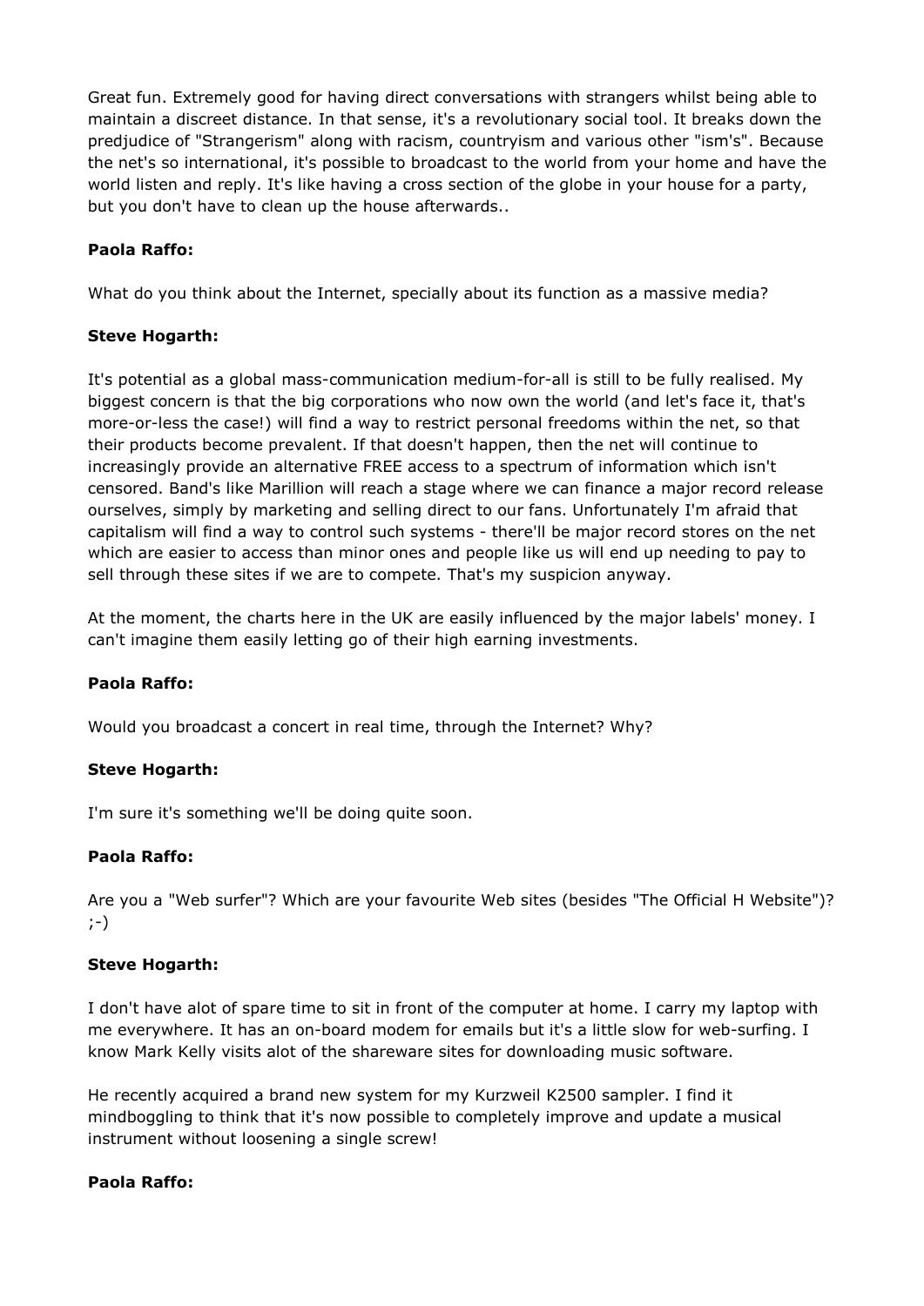Great fun. Extremely good for having direct conversations with strangers whilst being able to maintain a discreet distance. In that sense, it's a revolutionary social tool. It breaks down the predjudice of "Strangerism" along with racism, countryism and various other "ism's". Because the net's so international, it's possible to broadcast to the world from your home and have the world listen and reply. It's like having a cross section of the globe in your house for a party, but you don't have to clean up the house afterwards..

**Paola Raffo:**

What do you think about the Internet, specially about its function as a massive media?

**Steve Hogarth:**

It's potential as a global mass-communication medium-for-all is still to be fully realised. My biggest concern is that the big corporations who now own the world (and let's face it, that's more-or-less the case!) will find a way to restrict personal freedoms within the net, so that their products become prevalent. If that doesn't happen, then the net will continue to increasingly provide an alternative FREE access to a spectrum of information which isn't censored. Band's like Marillion will reach a stage where we can finance a major record release ourselves, simply by marketing and selling direct to our fans. Unfortunately I'm afraid that capitalism will find a way to control such systems - there'll be major record stores on the net which are easier to access than minor ones and people like us will end up needing to pay to sell through these sites if we are to compete. That's my suspicion anyway.

At the moment, the charts here in the UK are easily influenced by the major labels' money. I can't imagine them easily letting go of their high earning investments.

**Paola Raffo:**

Would you broadcast a concert in real time, through the Internet? Why?

**Steve Hogarth:**

I'm sure it's something we'll be doing quite soon.

**Paola Raffo:**

Are you a "Web surfer"? Which are your favourite Web sites (besides "The Official H Website")? ;-)

**Steve Hogarth:**

I don't have alot of spare time to sit in front of the computer at home. I carry my laptop with me everywhere. It has an on-board modem for emails but it's a little slow for web-surfing. I know Mark Kelly visits alot of the shareware sites for downloading music software.

He recently acquired a brand new system for my Kurzweil K2500 sampler. I find it mindboggling to think that it's now possible to completely improve and update a musical instrument without loosening a single screw!

**Paola Raffo:**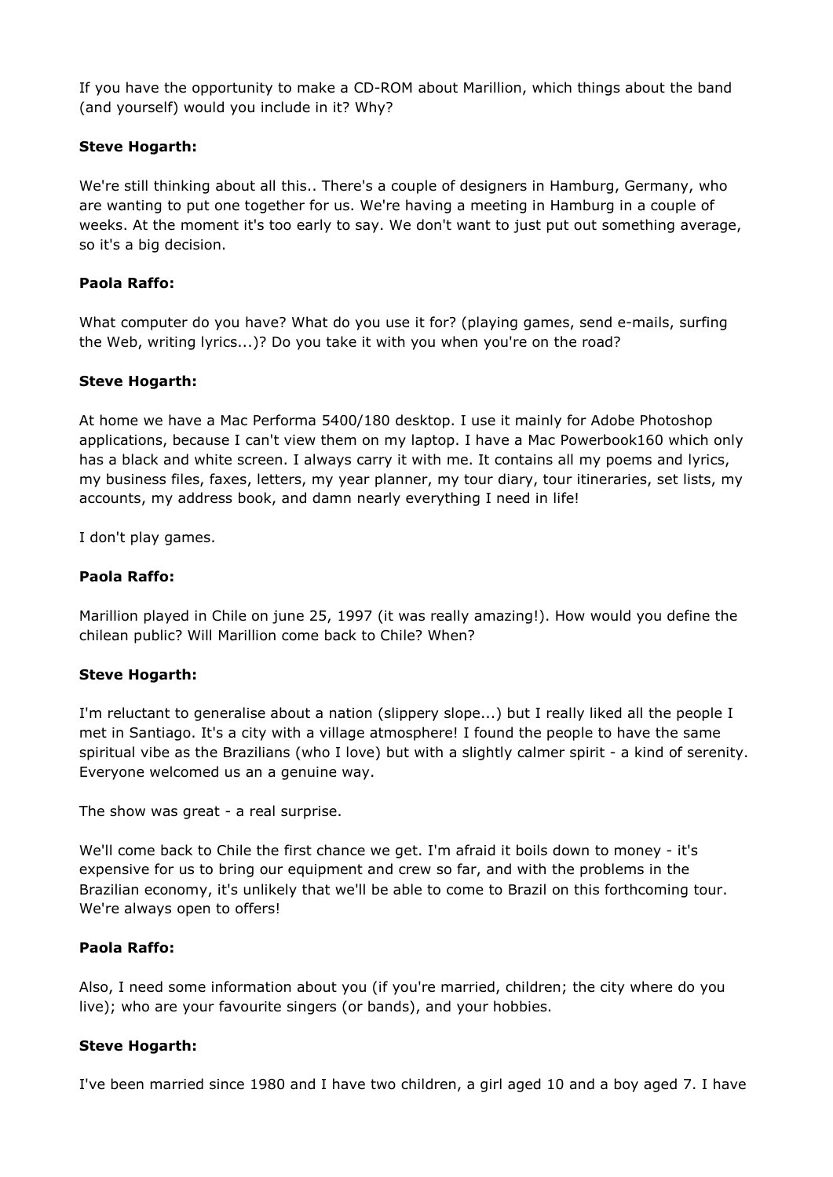If you have the opportunity to make a CD-ROM about Marillion, which things about the band (and yourself) would you include in it? Why?

**Steve Hogarth:**

We're still thinking about all this.. There's a couple of designers in Hamburg, Germany, who are wanting to put one together for us. We're having a meeting in Hamburg in a couple of weeks. At the moment it's too early to say. We don't want to just put out something average, so it's a big decision.

**Paola Raffo:**

What computer do you have? What do you use it for? (playing games, send e-mails, surfing the Web, writing lyrics...)? Do you take it with you when you're on the road?

**Steve Hogarth:**

At home we have a Mac Performa 5400/180 desktop. I use it mainly for Adobe Photoshop applications, because I can't view them on my laptop. I have a Mac Powerbook160 which only has a black and white screen. I always carry it with me. It contains all my poems and lyrics, my business files, faxes, letters, my year planner, my tour diary, tour itineraries, set lists, my accounts, my address book, and damn nearly everything I need in life!

I don't play games.

**Paola Raffo:**

Marillion played in Chile on june 25, 1997 (it was really amazing!). How would you define the chilean public? Will Marillion come back to Chile? When?

**Steve Hogarth:**

I'm reluctant to generalise about a nation (slippery slope...) but I really liked all the people I met in Santiago. It's a city with a village atmosphere! I found the people to have the same spiritual vibe as the Brazilians (who I love) but with a slightly calmer spirit - a kind of serenity. Everyone welcomed us an a genuine way.

The show was great - a real surprise.

We'll come back to Chile the first chance we get. I'm afraid it boils down to money - it's expensive for us to bring our equipment and crew so far, and with the problems in the Brazilian economy, it's unlikely that we'll be able to come to Brazil on this forthcoming tour. We're always open to offers!

**Paola Raffo:**

Also, I need some information about you (if you're married, children; the city where do you live); who are your favourite singers (or bands), and your hobbies.

**Steve Hogarth:**

I've been married since 1980 and I have two children, a girl aged 10 and a boy aged 7. I have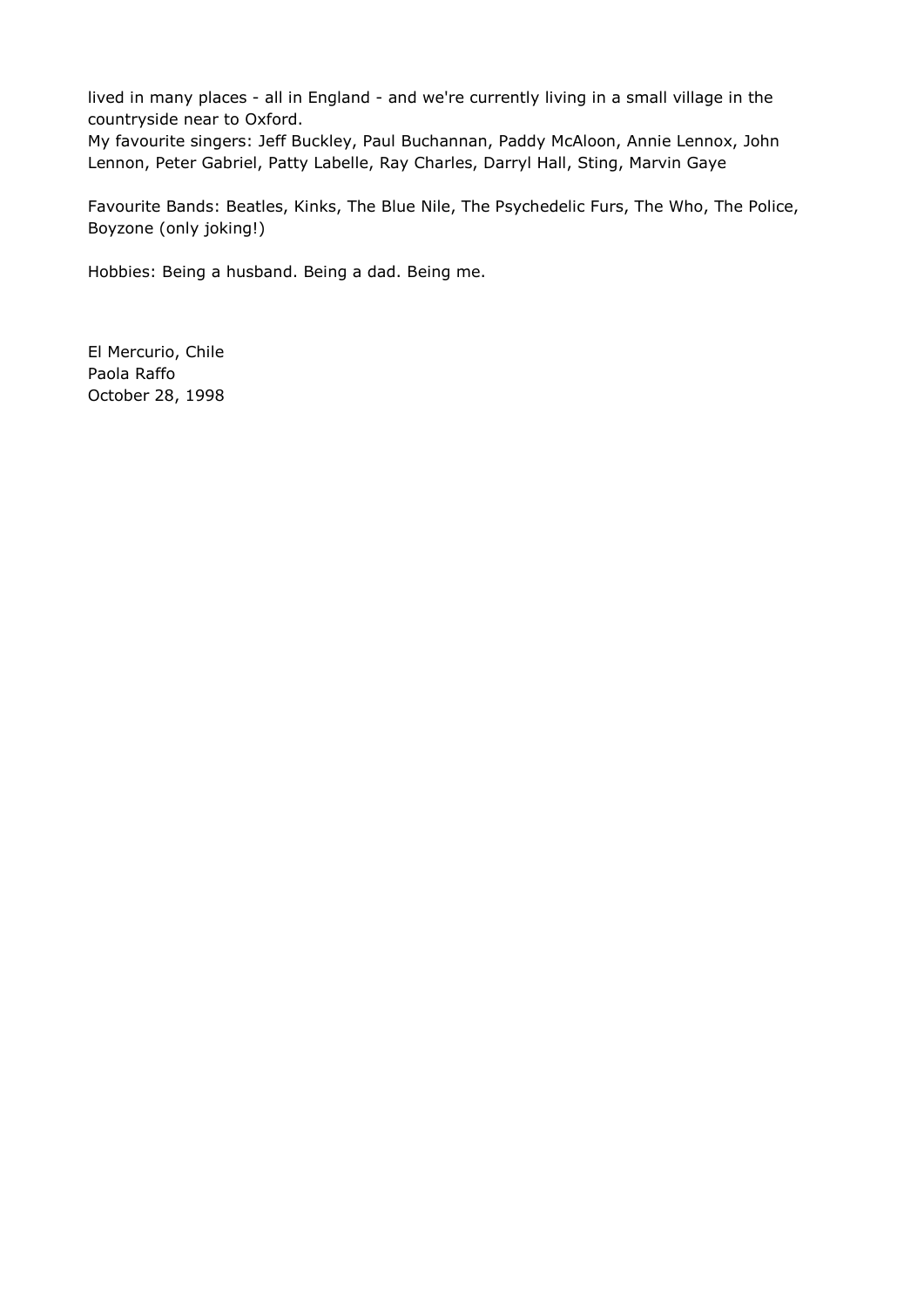lived in many places - all in England - and we're currently living in a small village in the countryside near to Oxford.
My favourite singers: Jeff Buckley, Paul Buchannan, Paddy McAloon, Annie Lennox, John Lennon, Peter Gabriel, Patty Labelle, Ray Charles, Darryl Hall, Sting, Marvin Gaye

Favourite Bands: Beatles, Kinks, The Blue Nile, The Psychedelic Furs, The Who, The Police, Boyzone (only joking!)

Hobbies: Being a husband. Being a dad. Being me.

El Mercurio, Chile
Paola Raffo
October 28, 1998